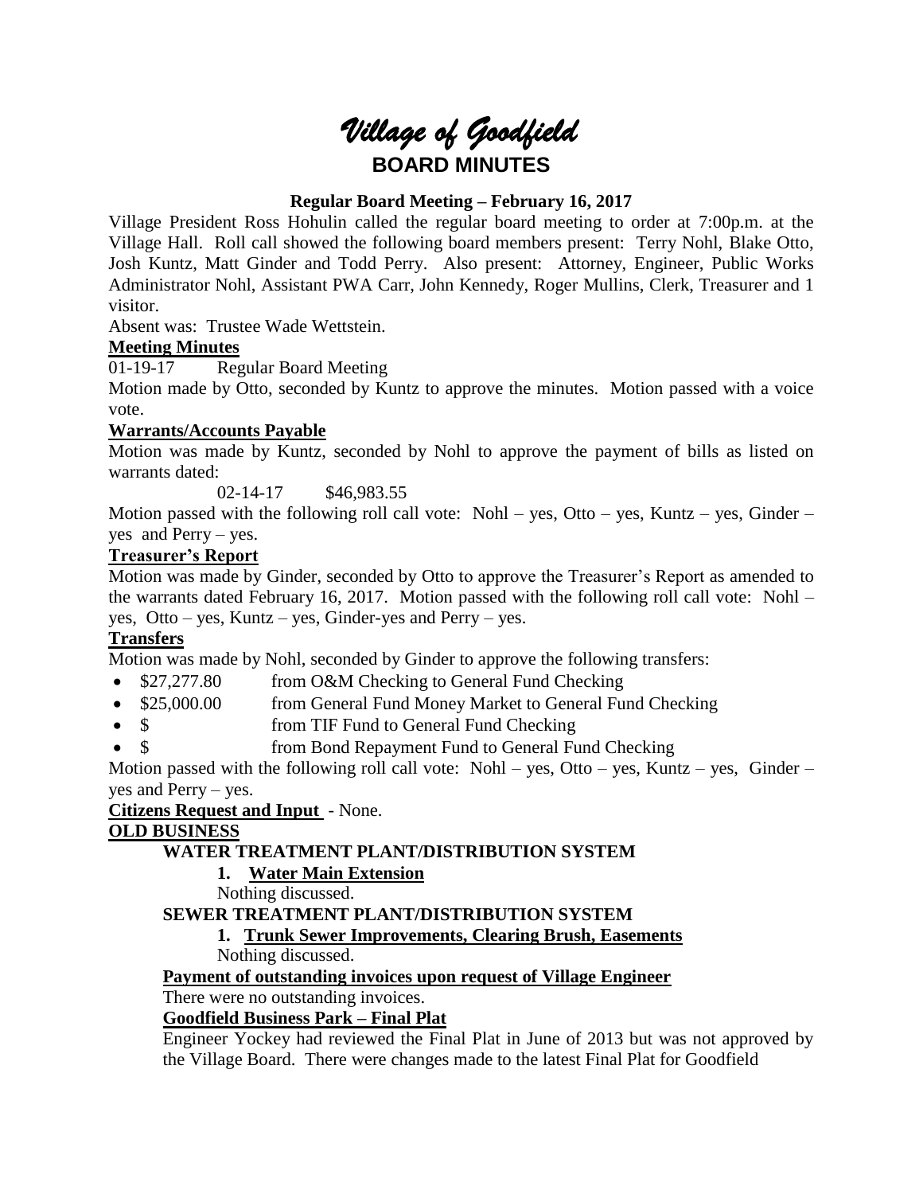# *Village of Goodfield*

## BOARD MINUTES

**Regular Board Meeting – February 16, 2017**

Village President Ross Hohulin called the regular board meeting to order at 7:00p.m. at the Village Hall. Roll call showed the following board members present: Terry Nohl, Blake Otto, Josh Kuntz, Matt Ginder and Todd Perry. Also present: Attorney, Engineer, Public Works Administrator Nohl, Assistant PWA Carr, John Kennedy, Roger Mullins, Clerk, Treasurer and 1 visitor.

Absent was: Trustee Wade Wettstein.

**Meeting Minutes**

01-19-17 Regular Board Meeting

Motion made by Otto, seconded by Kuntz to approve the minutes. Motion passed with a voice vote.

**Warrants/Accounts Payable**

Motion was made by Kuntz, seconded by Nohl to approve the payment of bills as listed on warrants dated:

02-14-17 $46,983.55

Motion passed with the following roll call vote: Nohl – yes, Otto – yes, Kuntz – yes, Ginder – yes and Perry – yes.

**Treasurer's Report**

Motion was made by Ginder, seconded by Otto to approve the Treasurer's Report as amended to the warrants dated February 16, 2017. Motion passed with the following roll call vote: Nohl – yes, Otto – yes, Kuntz – yes, Ginder-yes and Perry – yes.

**Transfers**

Motion was made by Nohl, seconded by Ginder to approve the following transfers:

- $27,277.80 from O&M Checking to General Fund Checking
- $25,000.00 from General Fund Money Market to General Fund Checking
- $ from TIF Fund to General Fund Checking
- $ from Bond Repayment Fund to General Fund Checking

Motion passed with the following roll call vote: Nohl – yes, Otto – yes, Kuntz – yes, Ginder – yes and Perry – yes.

**Citizens Request and Input** - None.

**OLD BUSINESS**

**WATER TREATMENT PLANT/DISTRIBUTION SYSTEM**

1. **Water Main Extension**

Nothing discussed.

**SEWER TREATMENT PLANT/DISTRIBUTION SYSTEM**

1. **Trunk Sewer Improvements, Clearing Brush, Easements**

Nothing discussed.

**Payment of outstanding invoices upon request of Village Engineer**

There were no outstanding invoices.

**Goodfield Business Park – Final Plat**

Engineer Yockey had reviewed the Final Plat in June of 2013 but was not approved by the Village Board. There were changes made to the latest Final Plat for Goodfield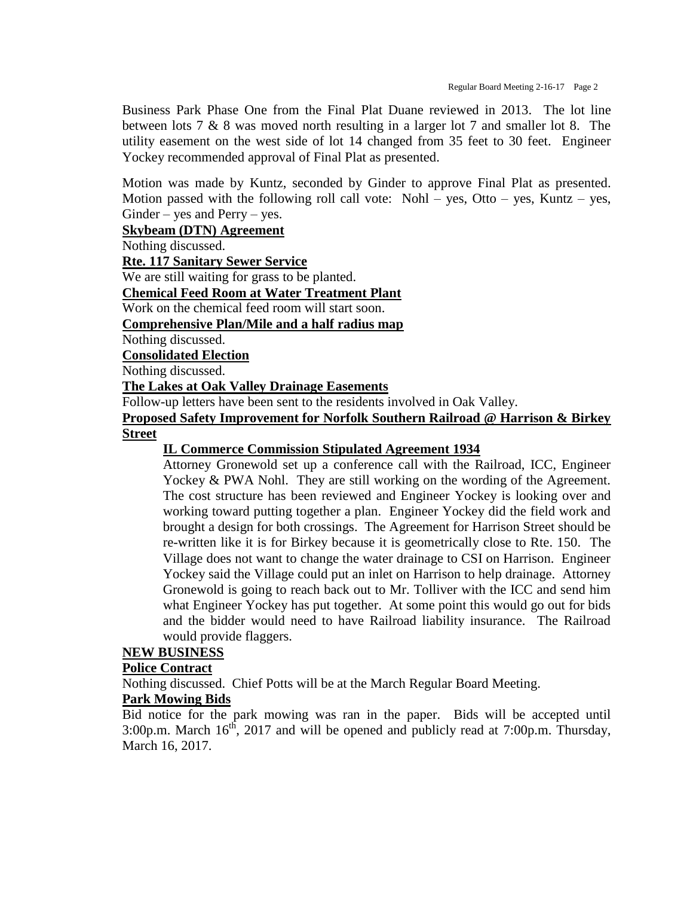Business Park Phase One from the Final Plat Duane reviewed in 2013. The lot line between lots 7 & 8 was moved north resulting in a larger lot 7 and smaller lot 8. The utility easement on the west side of lot 14 changed from 35 feet to 30 feet. Engineer Yockey recommended approval of Final Plat as presented.

Motion was made by Kuntz, seconded by Ginder to approve Final Plat as presented. Motion passed with the following roll call vote: Nohl – yes, Otto – yes, Kuntz – yes, Ginder – yes and Perry – yes.

**Skybeam (DTN) Agreement**

Nothing discussed.

**Rte. 117 Sanitary Sewer Service**

We are still waiting for grass to be planted.

**Chemical Feed Room at Water Treatment Plant**

Work on the chemical feed room will start soon.

**Comprehensive Plan/Mile and a half radius map**

Nothing discussed.

**Consolidated Election**

Nothing discussed.

**The Lakes at Oak Valley Drainage Easements**

Follow-up letters have been sent to the residents involved in Oak Valley.

**Proposed Safety Improvement for Norfolk Southern Railroad @ Harrison & Birkey Street**

**IL Commerce Commission Stipulated Agreement 1934**

Attorney Gronewold set up a conference call with the Railroad, ICC, Engineer Yockey & PWA Nohl. They are still working on the wording of the Agreement. The cost structure has been reviewed and Engineer Yockey is looking over and working toward putting together a plan. Engineer Yockey did the field work and brought a design for both crossings. The Agreement for Harrison Street should be re-written like it is for Birkey because it is geometrically close to Rte. 150. The Village does not want to change the water drainage to CSI on Harrison. Engineer Yockey said the Village could put an inlet on Harrison to help drainage. Attorney Gronewold is going to reach back out to Mr. Tolliver with the ICC and send him what Engineer Yockey has put together. At some point this would go out for bids and the bidder would need to have Railroad liability insurance. The Railroad would provide flaggers.

**NEW BUSINESS**

**Police Contract**

Nothing discussed. Chief Potts will be at the March Regular Board Meeting.

**Park Mowing Bids**

Bid notice for the park mowing was ran in the paper. Bids will be accepted until 3:00p.m. March 16th, 2017 and will be opened and publicly read at 7:00p.m. Thursday, March 16, 2017.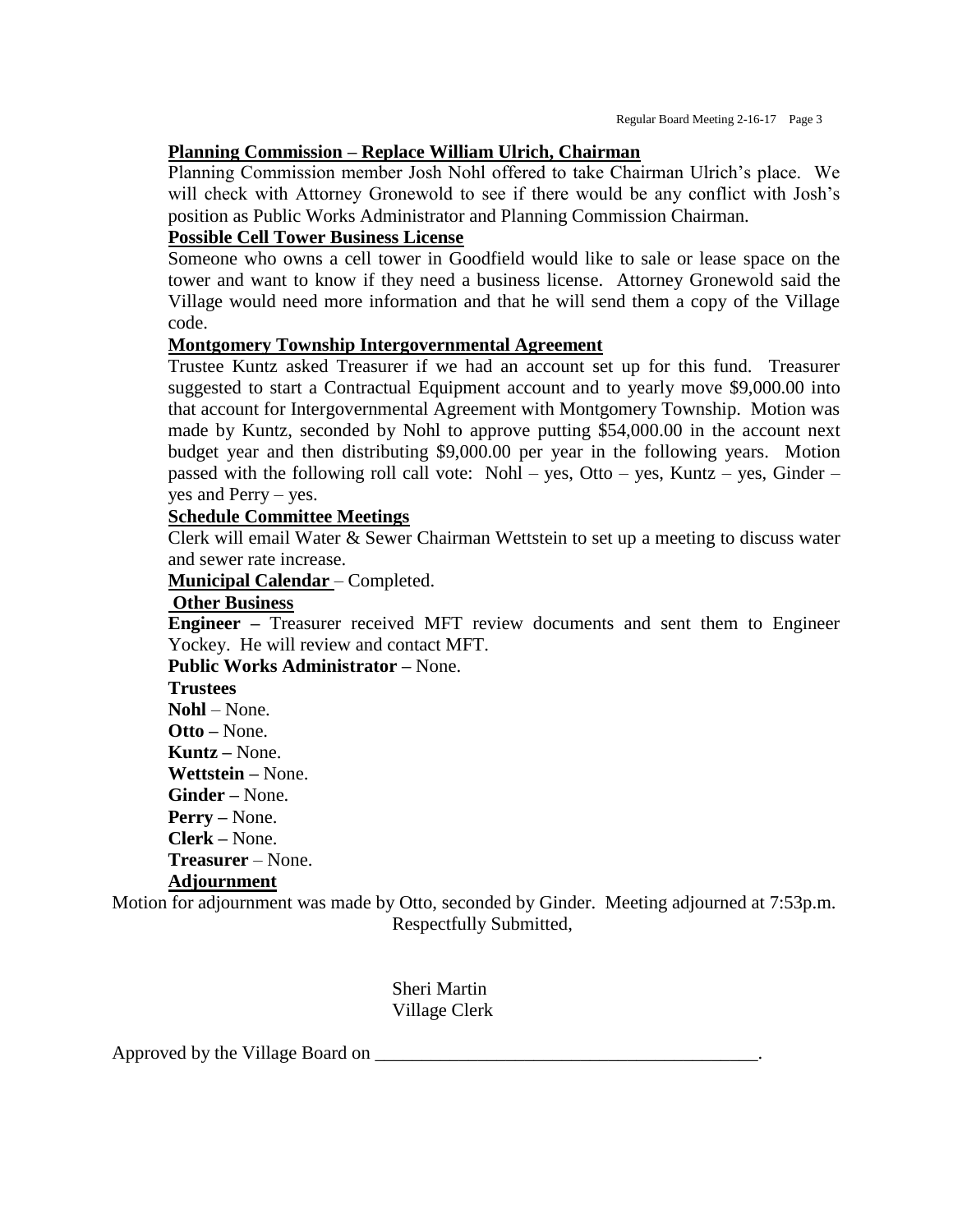**Planning Commission – Replace William Ulrich, Chairman**

Planning Commission member Josh Nohl offered to take Chairman Ulrich's place. We will check with Attorney Gronewold to see if there would be any conflict with Josh's position as Public Works Administrator and Planning Commission Chairman.

**Possible Cell Tower Business License**

Someone who owns a cell tower in Goodfield would like to sale or lease space on the tower and want to know if they need a business license. Attorney Gronewold said the Village would need more information and that he will send them a copy of the Village code.

**Montgomery Township Intergovernmental Agreement**

Trustee Kuntz asked Treasurer if we had an account set up for this fund. Treasurer suggested to start a Contractual Equipment account and to yearly move $9,000.00 into that account for Intergovernmental Agreement with Montgomery Township. Motion was made by Kuntz, seconded by Nohl to approve putting $54,000.00 in the account next budget year and then distributing $9,000.00 per year in the following years. Motion passed with the following roll call vote: Nohl – yes, Otto – yes, Kuntz – yes, Ginder – yes and Perry – yes.

**Schedule Committee Meetings**

Clerk will email Water & Sewer Chairman Wettstein to set up a meeting to discuss water and sewer rate increase.

**Municipal Calendar** – Completed.

**Other Business**

**Engineer –** Treasurer received MFT review documents and sent them to Engineer Yockey. He will review and contact MFT.

**Public Works Administrator –** None.

**Trustees**

**Nohl** – None.

**Otto –** None.

**Kuntz –** None.

**Wettstein –** None.

**Ginder –** None.

**Perry –** None.

**Clerk –** None.

**Treasurer** – None.

**Adjournment**

Motion for adjournment was made by Otto, seconded by Ginder. Meeting adjourned at 7:53p.m.

Respectfully Submitted,

Sheri Martin
Village Clerk

Approved by the Village Board on \_\_\_\_\_\_\_\_\_\_\_\_\_\_\_\_\_\_\_\_\_\_\_\_\_\_\_\_\_\_\_\_\_\_\_\_\_\_\_\_\_.